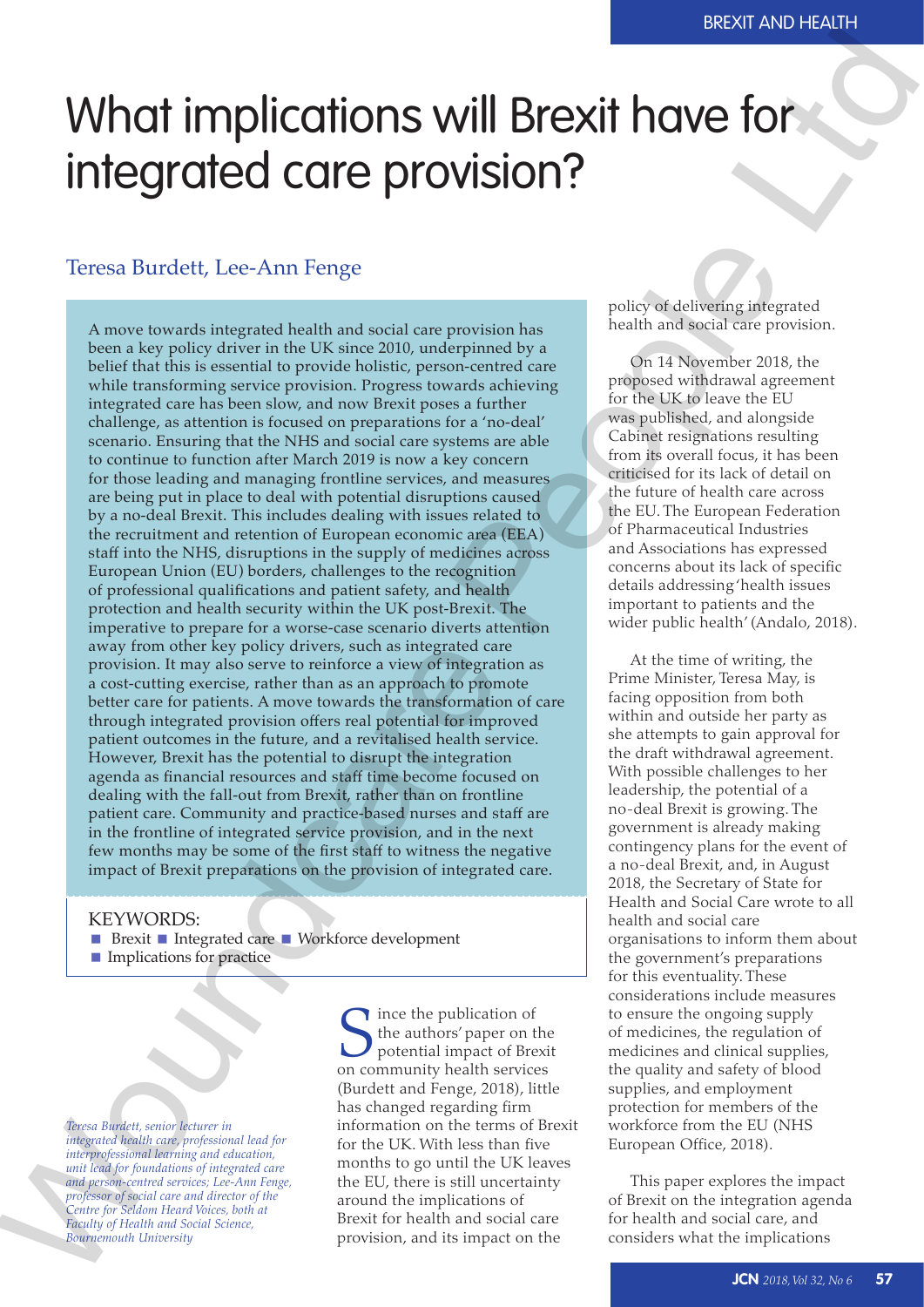# What implications will Brexit have for integrated care provision?

Teresa Burdett, Lee-Ann Fenge

A move towards integrated health and social care provision has been a key policy driver in the UK since 2010, underpinned by a belief that this is essential to provide holistic, person-centred care while transforming service provision. Progress towards achieving integrated care has been slow, and now Brexit poses a further challenge, as attention is focused on preparations for a 'no-deal' scenario. Ensuring that the NHS and social care systems are able to continue to function after March 2019 is now a key concern for those leading and managing frontline services, and measures are being put in place to deal with potential disruptions caused by a no-deal Brexit. This includes dealing with issues related to the recruitment and retention of European economic area (EEA) staff into the NHS, disruptions in the supply of medicines across European Union (EU) borders, challenges to the recognition of professional qualifications and patient safety, and health protection and health security within the UK post-Brexit. The imperative to prepare for a worse-case scenario diverts attention away from other key policy drivers, such as integrated care provision. It may also serve to reinforce a view of integration as a cost-cutting exercise, rather than as an approach to promote better care for patients. A move towards the transformation of care through integrated provision offers real potential for improved patient outcomes in the future, and a revitalised health service. However, Brexit has the potential to disrupt the integration agenda as financial resources and staff time become focused on dealing with the fall-out from Brexit, rather than on frontline patient care. Community and practice-based nurses and staff are in the frontline of integrated service provision, and in the next few months may be some of the first staff to witness the negative impact of Brexit preparations on the provision of integrated care.

KEYWORDS:
- Brexit
- Integrated care
- Workforce development
- Implications for practice

*Teresa Burdett, senior lecturer in integrated health care, professional lead for interprofessional learning and education, unit lead for foundations of integrated care and person-centred services; Lee-Ann Fenge, professor of social care and director of the Centre for Seldom Heard Voices, both at Faculty of Health and Social Science, Bournemouth University*

Since the publication of the authors' paper on the potential impact of Brexit on community health services (Burdett and Fenge, 2018), little has changed regarding firm information on the terms of Brexit for the UK. With less than five months to go until the UK leaves the EU, there is still uncertainty around the implications of Brexit for health and social care provision, and its impact on the policy of delivering integrated health and social care provision.

On 14 November 2018, the proposed withdrawal agreement for the UK to leave the EU was published, and alongside Cabinet resignations resulting from its overall focus, it has been criticised for its lack of detail on the future of health care across the EU. The European Federation of Pharmaceutical Industries and Associations has expressed concerns about its lack of specific details addressing 'health issues important to patients and the wider public health' (Andalo, 2018).

At the time of writing, the Prime Minister, Teresa May, is facing opposition from both within and outside her party as she attempts to gain approval for the draft withdrawal agreement. With possible challenges to her leadership, the potential of a no-deal Brexit is growing. The government is already making contingency plans for the event of a no-deal Brexit, and, in August 2018, the Secretary of State for Health and Social Care wrote to all health and social care organisations to inform them about the government's preparations for this eventuality. These considerations include measures to ensure the ongoing supply of medicines, the regulation of medicines and clinical supplies, the quality and safety of blood supplies, and employment protection for members of the workforce from the EU (NHS European Office, 2018).

This paper explores the impact of Brexit on the integration agenda for health and social care, and considers what the implications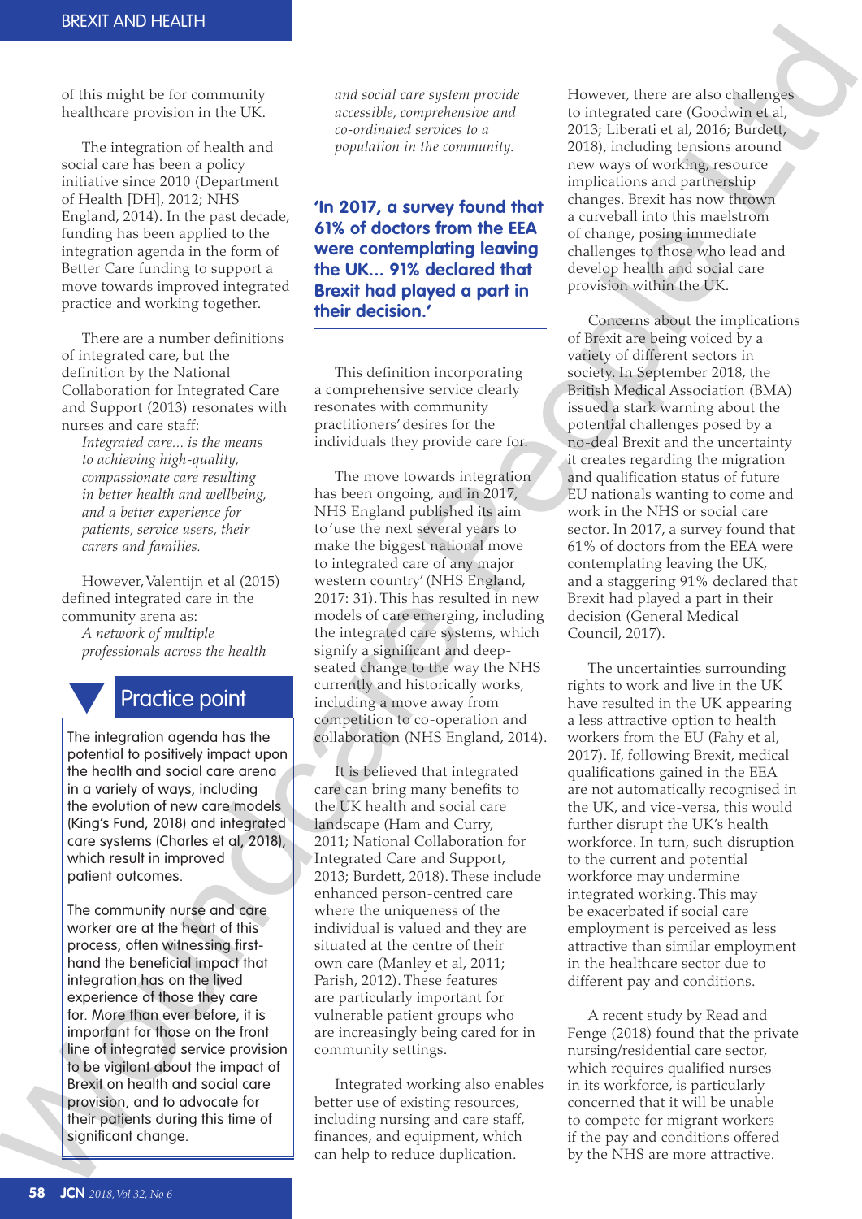of this might be for community healthcare provision in the UK.

The integration of health and social care has been a policy initiative since 2010 (Department of Health [DH], 2012; NHS England, 2014). In the past decade, funding has been applied to the integration agenda in the form of Better Care funding to support a move towards improved integrated practice and working together.

There are a number definitions of integrated care, but the definition by the National Collaboration for Integrated Care and Support (2013) resonates with nurses and care staff:

> *Integrated care... is the means to achieving high-quality, compassionate care resulting in better health and wellbeing, and a better experience for patients, service users, their carers and families.*

However, Valentijn et al (2015) defined integrated care in the community arena as:

> *A network of multiple professionals across the health and social care system provide accessible, comprehensive and co-ordinated services to a population in the community.*

This definition incorporating a comprehensive service clearly resonates with community practitioners' desires for the individuals they provide care for.

The move towards integration has been ongoing, and in 2017, NHS England published its aim to 'use the next several years to make the biggest national move to integrated care of any major western country' (NHS England, 2017: 31). This has resulted in new models of care emerging, including the integrated care systems, which signify a significant and deep-seated change to the way the NHS currently and historically works, including a move away from competition to co-operation and collaboration (NHS England, 2014).

It is believed that integrated care can bring many benefits to the UK health and social care landscape (Ham and Curry, 2011; National Collaboration for Integrated Care and Support, 2013; Burdett, 2018). These include enhanced person-centred care where the uniqueness of the individual is valued and they are situated at the centre of their own care (Manley et al, 2011; Parish, 2012). These features are particularly important for vulnerable patient groups who are increasingly being cared for in community settings.

Integrated working also enables better use of existing resources, including nursing and care staff, finances, and equipment, which can help to reduce duplication. However, there are also challenges to integrated care (Goodwin et al, 2013; Liberati et al, 2016; Burdett, 2018), including tensions around new ways of working, resource implications and partnership changes. Brexit has now thrown a curveball into this maelstrom of change, posing immediate challenges to those who lead and develop health and social care provision within the UK.

Concerns about the implications of Brexit are being voiced by a variety of different sectors in society. In September 2018, the British Medical Association (BMA) issued a stark warning about the potential challenges posed by a no-deal Brexit and the uncertainty it creates regarding the migration and qualification status of future EU nationals wanting to come and work in the NHS or social care sector. In 2017, a survey found that 61% of doctors from the EEA were contemplating leaving the UK, and a staggering 91% declared that Brexit had played a part in their decision (General Medical Council, 2017).

The uncertainties surrounding rights to work and live in the UK have resulted in the UK appearing a less attractive option to health workers from the EU (Fahy et al, 2017). If, following Brexit, medical qualifications gained in the EEA are not automatically recognised in the UK, and vice-versa, this would further disrupt the UK's health workforce. In turn, such disruption to the current and potential workforce may undermine integrated working. This may be exacerbated if social care employment is perceived as less attractive than similar employment in the healthcare sector due to different pay and conditions.

A recent study by Read and Fenge (2018) found that the private nursing/residential care sector, which requires qualified nurses in its workforce, is particularly concerned that it will be unable to compete for migrant workers if the pay and conditions offered by the NHS are more attractive.

**'In 2017, a survey found that 61% of doctors from the EEA were contemplating leaving the UK... 91% declared that Brexit had played a part in their decision.'**

## Practice point

The integration agenda has the potential to positively impact upon the health and social care arena in a variety of ways, including the evolution of new care models (King's Fund, 2018) and integrated care systems (Charles et al, 2018), which result in improved patient outcomes.

The community nurse and care worker are at the heart of this process, often witnessing first-hand the beneficial impact that integration has on the lived experience of those they care for. More than ever before, it is important for those on the front line of integrated service provision to be vigilant about the impact of Brexit on health and social care provision, and to advocate for their patients during this time of significant change.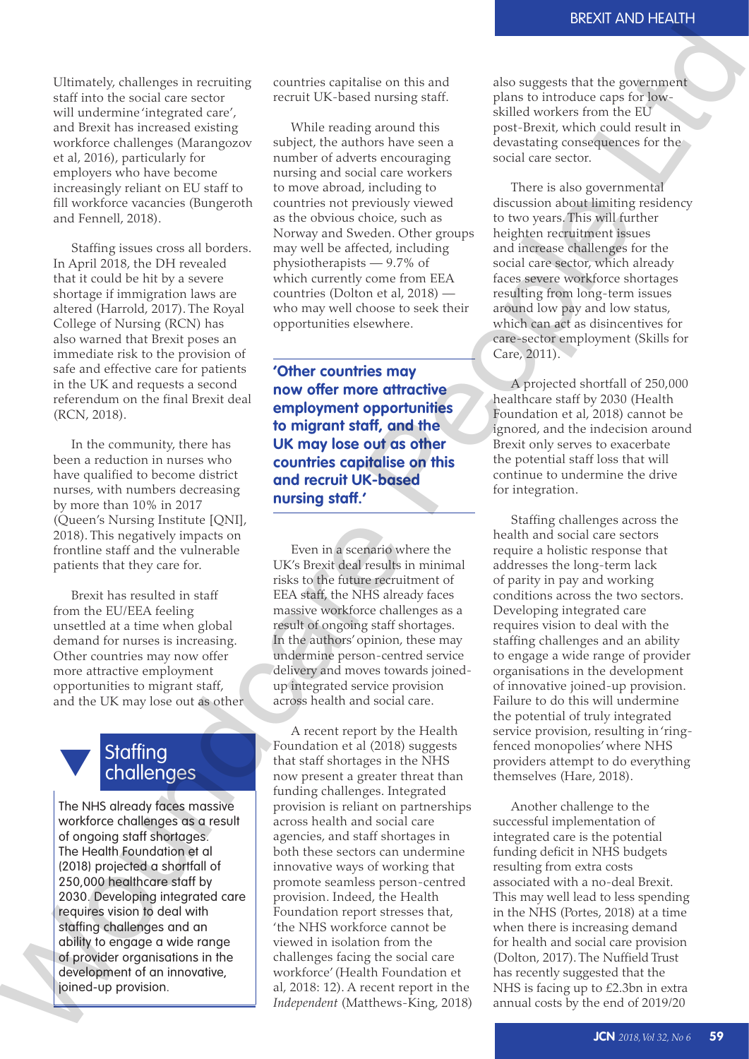Ultimately, challenges in recruiting staff into the social care sector will undermine 'integrated care', and Brexit has increased existing workforce challenges (Marangozov et al, 2016), particularly for employers who have become increasingly reliant on EU staff to fill workforce vacancies (Bungeroth and Fennell, 2018).

Staffing issues cross all borders. In April 2018, the DH revealed that it could be hit by a severe shortage if immigration laws are altered (Harrold, 2017). The Royal College of Nursing (RCN) has also warned that Brexit poses an immediate risk to the provision of safe and effective care for patients in the UK and requests a second referendum on the final Brexit deal (RCN, 2018).

In the community, there has been a reduction in nurses who have qualified to become district nurses, with numbers decreasing by more than 10% in 2017 (Queen's Nursing Institute [QNI], 2018). This negatively impacts on frontline staff and the vulnerable patients that they care for.

Brexit has resulted in staff from the EU/EEA feeling unsettled at a time when global demand for nurses is increasing. Other countries may now offer more attractive employment opportunities to migrant staff, and the UK may lose out as other countries capitalise on this and recruit UK-based nursing staff.

While reading around this subject, the authors have seen a number of adverts encouraging nursing and social care workers to move abroad, including to countries not previously viewed as the obvious choice, such as Norway and Sweden. Other groups may well be affected, including physiotherapists — 9.7% of which currently come from EEA countries (Dolton et al, 2018) — who may well choose to seek their opportunities elsewhere.

> **'Other countries may now offer more attractive employment opportunities to migrant staff, and the UK may lose out as other countries capitalise on this and recruit UK-based nursing staff.'**

Even in a scenario where the UK's Brexit deal results in minimal risks to the future recruitment of EEA staff, the NHS already faces massive workforce challenges as a result of ongoing staff shortages. In the authors' opinion, these may undermine person-centred service delivery and moves towards joined-up integrated service provision across health and social care.

A recent report by the Health Foundation et al (2018) suggests that staff shortages in the NHS now present a greater threat than funding challenges. Integrated provision is reliant on partnerships across health and social care agencies, and staff shortages in both these sectors can undermine innovative ways of working that promote seamless person-centred provision. Indeed, the Health Foundation report stresses that, 'the NHS workforce cannot be viewed in isolation from the challenges facing the social care workforce' (Health Foundation et al, 2018: 12). A recent report in the *Independent* (Matthews-King, 2018) also suggests that the government plans to introduce caps for low-skilled workers from the EU post-Brexit, which could result in devastating consequences for the social care sector.

There is also governmental discussion about limiting residency to two years. This will further heighten recruitment issues and increase challenges for the social care sector, which already faces severe workforce shortages resulting from long-term issues around low pay and low status, which can act as disincentives for care-sector employment (Skills for Care, 2011).

A projected shortfall of 250,000 healthcare staff by 2030 (Health Foundation et al, 2018) cannot be ignored, and the indecision around Brexit only serves to exacerbate the potential staff loss that will continue to undermine the drive for integration.

Staffing challenges across the health and social care sectors require a holistic response that addresses the long-term lack of parity in pay and working conditions across the two sectors. Developing integrated care requires vision to deal with the staffing challenges and an ability to engage a wide range of provider organisations in the development of innovative joined-up provision. Failure to do this will undermine the potential of truly integrated service provision, resulting in 'ring-fenced monopolies' where NHS providers attempt to do everything themselves (Hare, 2018).

Another challenge to the successful implementation of integrated care is the potential funding deficit in NHS budgets resulting from extra costs associated with a no-deal Brexit. This may well lead to less spending in the NHS (Portes, 2018) at a time when there is increasing demand for health and social care provision (Dolton, 2017). The Nuffield Trust has recently suggested that the NHS is facing up to £2.3bn in extra annual costs by the end of 2019/20

## Staffing challenges

The NHS already faces massive workforce challenges as a result of ongoing staff shortages. The Health Foundation et al (2018) projected a shortfall of 250,000 healthcare staff by 2030. Developing integrated care requires vision to deal with staffing challenges and an ability to engage a wide range of provider organisations in the development of an innovative, joined-up provision.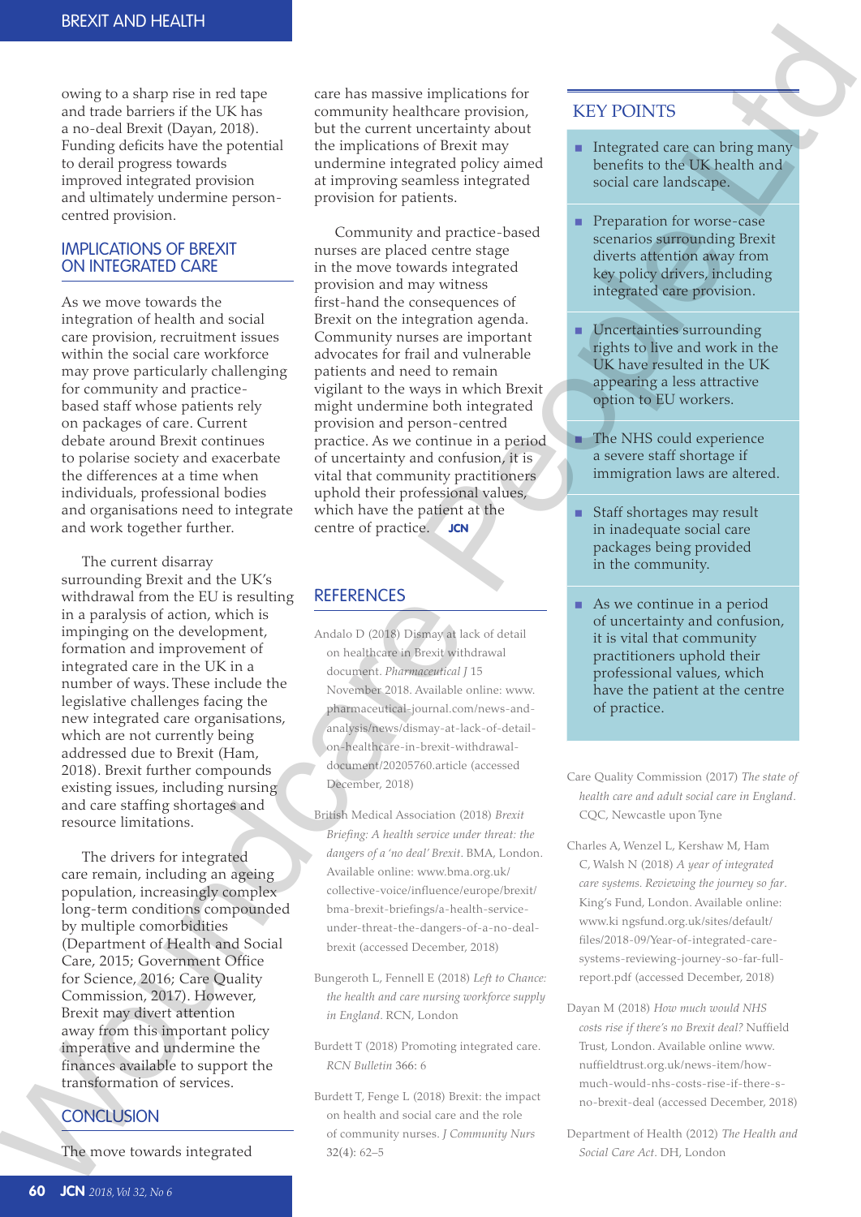owing to a sharp rise in red tape and trade barriers if the UK has a no-deal Brexit (Dayan, 2018). Funding deficits have the potential to derail progress towards improved integrated provision and ultimately undermine person-centred provision.

## IMPLICATIONS OF BREXIT ON INTEGRATED CARE

As we move towards the integration of health and social care provision, recruitment issues within the social care workforce may prove particularly challenging for community and practice-based staff whose patients rely on packages of care. Current debate around Brexit continues to polarise society and exacerbate the differences at a time when individuals, professional bodies and organisations need to integrate and work together further.

The current disarray surrounding Brexit and the UK's withdrawal from the EU is resulting in a paralysis of action, which is impinging on the development, formation and improvement of integrated care in the UK in a number of ways. These include the legislative challenges facing the new integrated care organisations, which are not currently being addressed due to Brexit (Ham, 2018). Brexit further compounds existing issues, including nursing and care staffing shortages and resource limitations.

The drivers for integrated care remain, including an ageing population, increasingly complex long-term conditions compounded by multiple comorbidities (Department of Health and Social Care, 2015; Government Office for Science, 2016; Care Quality Commission, 2017). However, Brexit may divert attention away from this important policy imperative and undermine the finances available to support the transformation of services.

## CONCLUSION

The move towards integrated care has massive implications for community healthcare provision, but the current uncertainty about the implications of Brexit may undermine integrated policy aimed at improving seamless integrated provision for patients.

Community and practice-based nurses are placed centre stage in the move towards integrated provision and may witness first-hand the consequences of Brexit on the integration agenda. Community nurses are important advocates for frail and vulnerable patients and need to remain vigilant to the ways in which Brexit might undermine both integrated provision and person-centred practice. As we continue in a period of uncertainty and confusion, it is vital that community practitioners uphold their professional values, which have the patient at the centre of practice. **JCN**

## KEY POINTS

- Integrated care can bring many benefits to the UK health and social care landscape.
- Preparation for worse-case scenarios surrounding Brexit diverts attention away from key policy drivers, including integrated care provision.
- Uncertainties surrounding rights to live and work in the UK have resulted in the UK appearing a less attractive option to EU workers.
- The NHS could experience a severe staff shortage if immigration laws are altered.
- Staff shortages may result in inadequate social care packages being provided in the community.
- As we continue in a period of uncertainty and confusion, it is vital that community practitioners uphold their professional values, which have the patient at the centre of practice.

## REFERENCES

Andalo D (2018) Dismay at lack of detail on healthcare in Brexit withdrawal document. *Pharmaceutical J* 15 November 2018. Available online: www.pharmaceutical-journal.com/news-and-analysis/news/dismay-at-lack-of-detail-on-healthcare-in-brexit-withdrawal-document/20205760.article (accessed December, 2018)

British Medical Association (2018) *Brexit Briefing: A health service under threat: the dangers of a 'no deal' Brexit*. BMA, London. Available online: www.bma.org.uk/collective-voice/influence/europe/brexit/bma-brexit-briefings/a-health-service-under-threat-the-dangers-of-a-no-deal-brexit (accessed December, 2018)

Bungeroth L, Fennell E (2018) *Left to Chance: the health and care nursing workforce supply in England*. RCN, London

Burdett T (2018) Promoting integrated care. *RCN Bulletin* 366: 6

Burdett T, Fenge L (2018) Brexit: the impact on health and social care and the role of community nurses. *J Community Nurs* 32(4): 62–5

Care Quality Commission (2017) *The state of health care and adult social care in England*. CQC, Newcastle upon Tyne

Charles A, Wenzel L, Kershaw M, Ham C, Walsh N (2018) *A year of integrated care systems. Reviewing the journey so far*. King's Fund, London. Available online: www.kingsfund.org.uk/sites/default/files/2018-09/Year-of-integrated-care-systems-reviewing-journey-so-far-full-report.pdf (accessed December, 2018)

Dayan M (2018) *How much would NHS costs rise if there's no Brexit deal?* Nuffield Trust, London. Available online www.nuffieldtrust.org.uk/news-item/how-much-would-nhs-costs-rise-if-there-s-no-brexit-deal (accessed December, 2018)

Department of Health (2012) *The Health and Social Care Act*. DH, London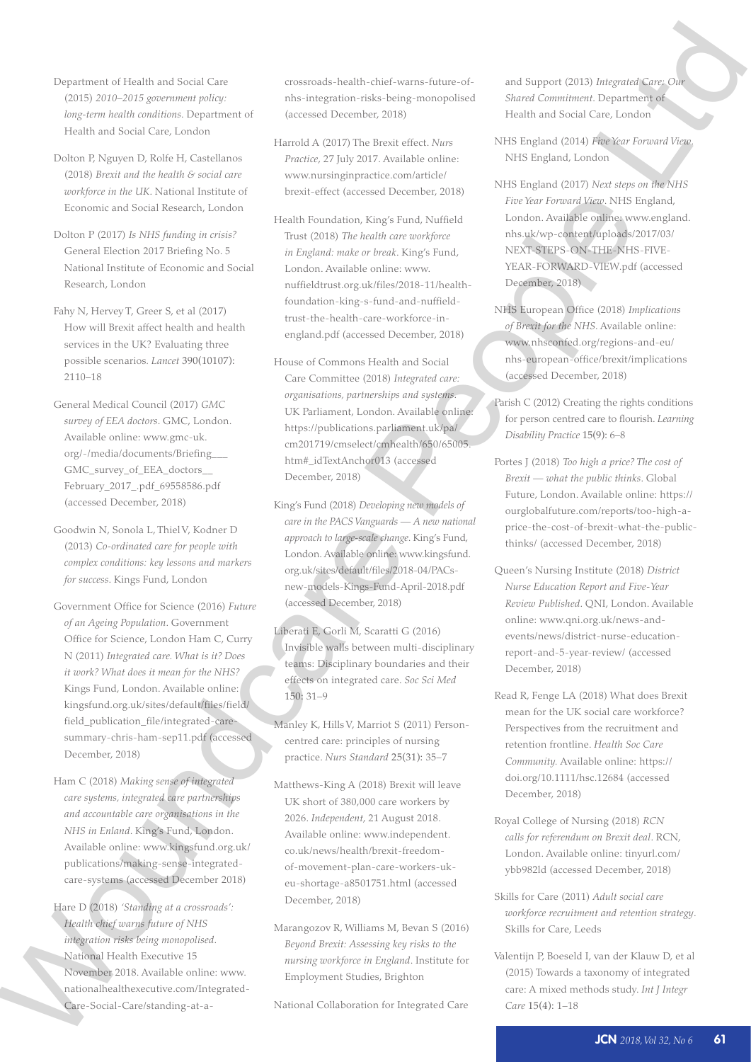Department of Health and Social Care (2015) *2010–2015 government policy: long-term health conditions*. Department of Health and Social Care, London

Dolton P, Nguyen D, Rolfe H, Castellanos (2018) *Brexit and the health & social care workforce in the UK*. National Institute of Economic and Social Research, London

Dolton P (2017) *Is NHS funding in crisis?* General Election 2017 Briefing No. 5 National Institute of Economic and Social Research, London

Fahy N, Hervey T, Greer S, et al (2017) How will Brexit affect health and health services in the UK? Evaluating three possible scenarios. *Lancet* 390(10107): 2110–18

General Medical Council (2017) *GMC survey of EEA doctors*. GMC, London. Available online: www.gmc-uk.org/-/media/documents/Briefing___GMC_survey_of_EEA_doctors__February_2017_.pdf_69558586.pdf (accessed December, 2018)

Goodwin N, Sonola L, Thiel V, Kodner D (2013) *Co-ordinated care for people with complex conditions: key lessons and markers for success*. Kings Fund, London

Government Office for Science (2016) *Future of an Ageing Population*. Government Office for Science, London Ham C, Curry N (2011) *Integrated care. What is it? Does it work? What does it mean for the NHS?* Kings Fund, London. Available online: kingsfund.org.uk/sites/default/files/field/field_publication_file/integrated-care-summary-chris-ham-sep11.pdf (accessed December, 2018)

Ham C (2018) *Making sense of integrated care systems, integrated care partnerships and accountable care organisations in the NHS in Enland*. King's Fund, London. Available online: www.kingsfund.org.uk/publications/making-sense-integrated-care-systems (accessed December 2018)

Hare D (2018) *'Standing at a crossroads': Health chief warns future of NHS integration risks being monopolised*. National Health Executive 15 November 2018. Available online: www.nationalhealthexecutive.com/Integrated-Care-Social-Care/standing-at-a-crossroads-health-chief-warns-future-of-nhs-integration-risks-being-monopolised (accessed December, 2018)

Harrold A (2017) The Brexit effect. *Nurs Practice*, 27 July 2017. Available online: www.nursinginpractice.com/article/brexit-effect (accessed December, 2018)

Health Foundation, King's Fund, Nuffield Trust (2018) *The health care workforce in England: make or break*. King's Fund, London. Available online: www.nuffieldtrust.org.uk/files/2018-11/health-foundation-king-s-fund-and-nuffield-trust-the-health-care-workforce-in-england.pdf (accessed December, 2018)

House of Commons Health and Social Care Committee (2018) *Integrated care: organisations, partnerships and systems*. UK Parliament, London. Available online: https://publications.parliament.uk/pa/cm201719/cmselect/cmhealth/650/65005.htm#_idTextAnchor013 (accessed December, 2018)

King's Fund (2018) *Developing new models of care in the PACS Vanguards — A new national approach to large-scale change*. King's Fund, London. Available online: www.kingsfund.org.uk/sites/default/files/2018-04/PACs-new-models-Kings-Fund-April-2018.pdf (accessed December, 2018)

Liberati E, Gorli M, Scaratti G (2016) Invisible walls between multi-disciplinary teams: Disciplinary boundaries and their effects on integrated care. *Soc Sci Med* 150: 31–9

Manley K, Hills V, Marriot S (2011) Person-centred care: principles of nursing practice. *Nurs Standard* 25(31): 35–7

Matthews-King A (2018) Brexit will leave UK short of 380,000 care workers by 2026. *Independent*, 21 August 2018. Available online: www.independent.co.uk/news/health/brexit-freedom-of-movement-plan-care-workers-uk-eu-shortage-a8501751.html (accessed December, 2018)

Marangozov R, Williams M, Bevan S (2016) *Beyond Brexit: Assessing key risks to the nursing workforce in England*. Institute for Employment Studies, Brighton

National Collaboration for Integrated Care and Support (2013) *Integrated Care: Our Shared Commitment*. Department of Health and Social Care, London

NHS England (2014) *Five Year Forward View*. NHS England, London

NHS England (2017) *Next steps on the NHS Five Year Forward View*. NHS England, London. Available online: www.england.nhs.uk/wp-content/uploads/2017/03/NEXT-STEPS-ON-THE-NHS-FIVE-YEAR-FORWARD-VIEW.pdf (accessed December, 2018)

NHS European Office (2018) *Implications of Brexit for the NHS*. Available online: www.nhsconfed.org/regions-and-eu/nhs-european-office/brexit/implications (accessed December, 2018)

Parish C (2012) Creating the rights conditions for person centred care to flourish. *Learning Disability Practice* 15(9): 6–8

Portes J (2018) *Too high a price? The cost of Brexit — what the public thinks*. Global Future, London. Available online: https://ourglobalfuture.com/reports/too-high-a-price-the-cost-of-brexit-what-the-public-thinks/ (accessed December, 2018)

Queen's Nursing Institute (2018) *District Nurse Education Report and Five-Year Review Published*. QNI, London. Available online: www.qni.org.uk/news-and-events/news/district-nurse-education-report-and-5-year-review/ (accessed December, 2018)

Read R, Fenge LA (2018) What does Brexit mean for the UK social care workforce? Perspectives from the recruitment and retention frontline. *Health Soc Care Community*. Available online: https://doi.org/10.1111/hsc.12684 (accessed December, 2018)

Royal College of Nursing (2018) *RCN calls for referendum on Brexit deal*. RCN, London. Available online: tinyurl.com/ybb982ld (accessed December, 2018)

Skills for Care (2011) *Adult social care workforce recruitment and retention strategy*. Skills for Care, Leeds

Valentijn P, Boeseld I, van der Klauw D, et al (2015) Towards a taxonomy of integrated care: A mixed methods study. *Int J Integr Care* 15(4): 1–18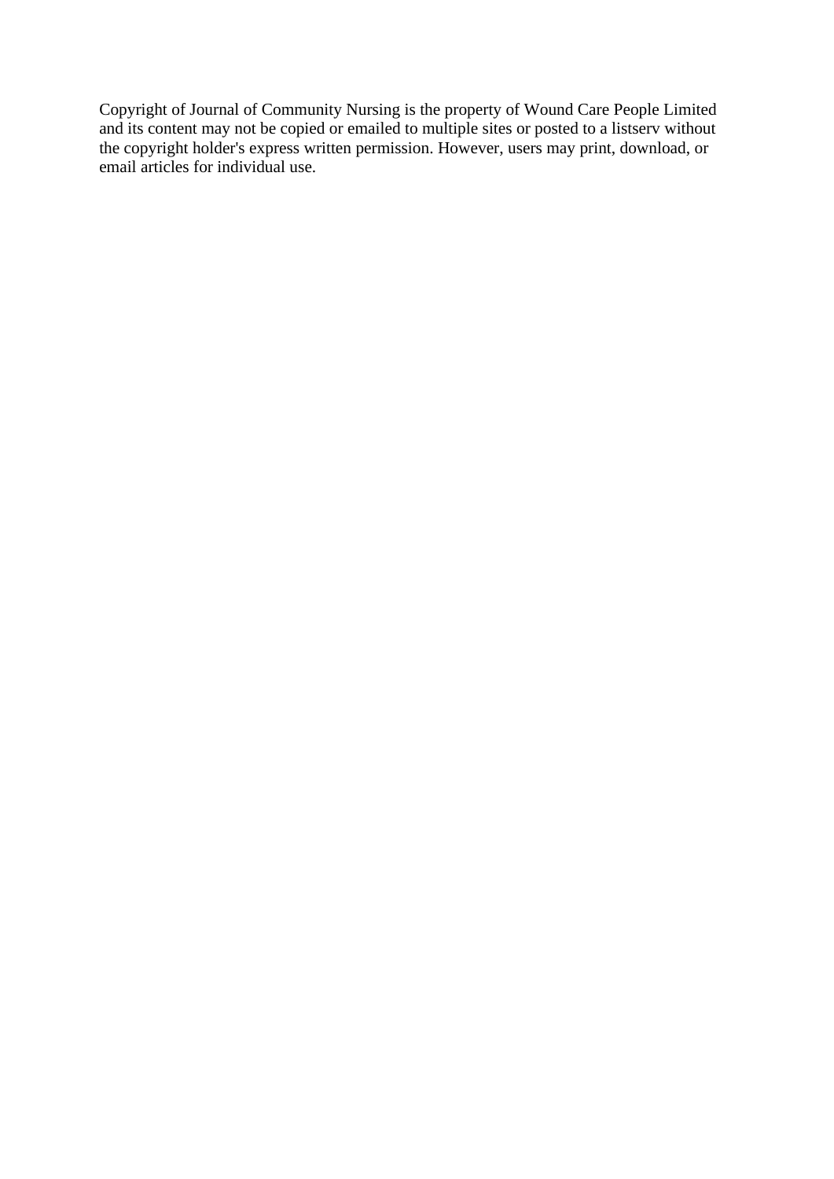Copyright of Journal of Community Nursing is the property of Wound Care People Limited and its content may not be copied or emailed to multiple sites or posted to a listserv without the copyright holder's express written permission. However, users may print, download, or email articles for individual use.